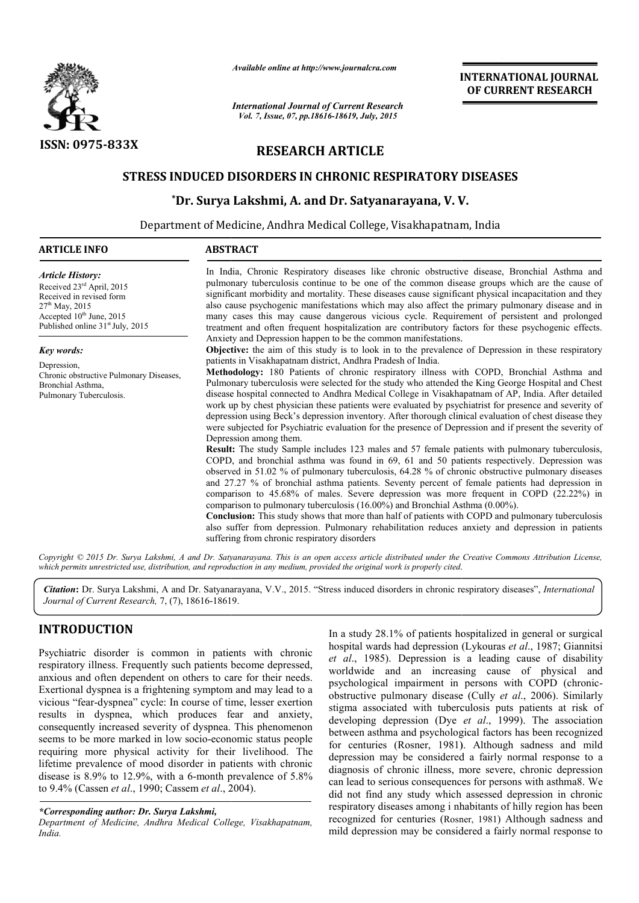*Available online at http://www.journalcra.com*

*International Journal of Current Research*
*Vol. 7, Issue, 07, pp.18616-18619, July, 2015*

**INTERNATIONAL JOURNAL OF CURRENT RESEARCH**

**ISSN: 0975-833X**

# RESEARCH ARTICLE

## STRESS INDUCED DISORDERS IN CHRONIC RESPIRATORY DISEASES

**\*Dr. Surya Lakshmi, A. and Dr. Satyanarayana, V. V.**

Department of Medicine, Andhra Medical College, Visakhapatnam, India

### ARTICLE INFO

***Article History:***

Received 23rd April, 2015
Received in revised form
27th May, 2015
Accepted 10th June, 2015
Published online 31st July, 2015

***Key words:***

Depression,
Chronic obstructive Pulmonary Diseases,
Bronchial Asthma,
Pulmonary Tuberculosis.

### ABSTRACT

In India, Chronic Respiratory diseases like chronic obstructive disease, Bronchial Asthma and pulmonary tuberculosis continue to be one of the common disease groups which are the cause of significant morbidity and mortality. These diseases cause significant physical incapacitation and they also cause psychogenic manifestations which may also affect the primary pulmonary disease and in many cases this may cause dangerous vicious cycle. Requirement of persistent and prolonged treatment and often frequent hospitalization are contributory factors for these psychogenic effects. Anxiety and Depression happen to be the common manifestations.

**Objective:** the aim of this study is to look in to the prevalence of Depression in these respiratory patients in Visakhapatnam district, Andhra Pradesh of India.

**Methodology:** 180 Patients of chronic respiratory illness with COPD, Bronchial Asthma and Pulmonary tuberculosis were selected for the study who attended the King George Hospital and Chest disease hospital connected to Andhra Medical College in Visakhapatnam of AP, India. After detailed work up by chest physician these patients were evaluated by psychiatrist for presence and severity of depression using Beck's depression inventory. After thorough clinical evaluation of chest disease they were subjected for Psychiatric evaluation for the presence of Depression and if present the severity of Depression among them.

**Result:** The study Sample includes 123 males and 57 female patients with pulmonary tuberculosis, COPD, and bronchial asthma was found in 69, 61 and 50 patients respectively. Depression was observed in 51.02 % of pulmonary tuberculosis, 64.28 % of chronic obstructive pulmonary diseases and 27.27 % of bronchial asthma patients. Seventy percent of female patients had depression in comparison to 45.68% of males. Severe depression was more frequent in COPD (22.22%) in comparison to pulmonary tuberculosis (16.00%) and Bronchial Asthma (0.00%).

**Conclusion:** This study shows that more than half of patients with COPD and pulmonary tuberculosis also suffer from depression. Pulmonary rehabilitation reduces anxiety and depression in patients suffering from chronic respiratory disorders

*Copyright © 2015 Dr. Surya Lakshmi, A and Dr. Satyanarayana. This is an open access article distributed under the Creative Commons Attribution License, which permits unrestricted use, distribution, and reproduction in any medium, provided the original work is properly cited.*

***Citation*****:** Dr. Surya Lakshmi, A and Dr. Satyanarayana, V.V., 2015. "Stress induced disorders in chronic respiratory diseases", *International Journal of Current Research,* 7, (7), 18616-18619.

## INTRODUCTION

Psychiatric disorder is common in patients with chronic respiratory illness. Frequently such patients become depressed, anxious and often dependent on others to care for their needs. Exertional dyspnea is a frightening symptom and may lead to a vicious "fear-dyspnea" cycle: In course of time, lesser exertion results in dyspnea, which produces fear and anxiety, consequently increased severity of dyspnea. This phenomenon seems to be more marked in low socio-economic status people requiring more physical activity for their livelihood. The lifetime prevalence of mood disorder in patients with chronic disease is 8.9% to 12.9%, with a 6-month prevalence of 5.8% to 9.4% (Cassen *et al*., 1990; Cassem *et al*., 2004).

In a study 28.1% of patients hospitalized in general or surgical hospital wards had depression (Lykouras *et al*., 1987; Giannitsi *et al*., 1985). Depression is a leading cause of disability worldwide and an increasing cause of physical and psychological impairment in persons with COPD (chronic-obstructive pulmonary disease (Cully *et al*., 2006). Similarly stigma associated with tuberculosis puts patients at risk of developing depression (Dye *et al*., 1999). The association between asthma and psychological factors has been recognized for centuries (Rosner, 1981). Although sadness and mild depression may be considered a fairly normal response to a diagnosis of chronic illness, more severe, chronic depression can lead to serious consequences for persons with asthma8. We did not find any study which assessed depression in chronic respiratory diseases among i nhabitants of hilly region has been recognized for centuries (Rosner, 1981) Although sadness and mild depression may be considered a fairly normal response to

*\*Corresponding author: Dr. Surya Lakshmi,*
*Department of Medicine, Andhra Medical College, Visakhapatnam, India.*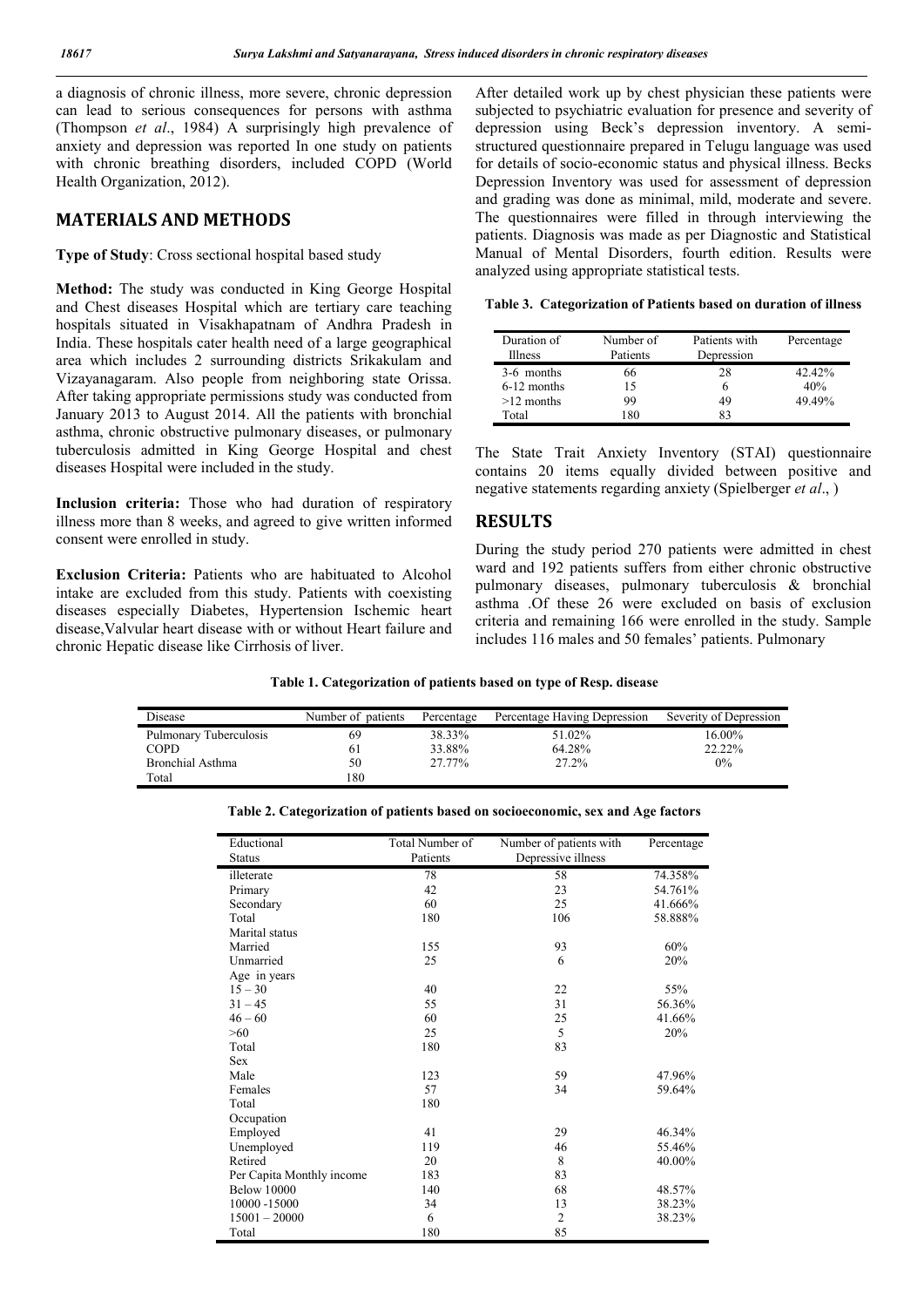a diagnosis of chronic illness, more severe, chronic depression can lead to serious consequences for persons with asthma (Thompson *et al*., 1984) A surprisingly high prevalence of anxiety and depression was reported In one study on patients with chronic breathing disorders, included COPD (World Health Organization, 2012).

## MATERIALS AND METHODS

**Type of Study**: Cross sectional hospital based study

**Method:** The study was conducted in King George Hospital and Chest diseases Hospital which are tertiary care teaching hospitals situated in Visakhapatnam of Andhra Pradesh in India. These hospitals cater health need of a large geographical area which includes 2 surrounding districts Srikakulam and Vizayanagaram. Also people from neighboring state Orissa. After taking appropriate permissions study was conducted from January 2013 to August 2014. All the patients with bronchial asthma, chronic obstructive pulmonary diseases, or pulmonary tuberculosis admitted in King George Hospital and chest diseases Hospital were included in the study.

**Inclusion criteria:** Those who had duration of respiratory illness more than 8 weeks, and agreed to give written informed consent were enrolled in study.

**Exclusion Criteria:** Patients who are habituated to Alcohol intake are excluded from this study. Patients with coexisting diseases especially Diabetes, Hypertension Ischemic heart disease,Valvular heart disease with or without Heart failure and chronic Hepatic disease like Cirrhosis of liver.

After detailed work up by chest physician these patients were subjected to psychiatric evaluation for presence and severity of depression using Beck's depression inventory. A semi-structured questionnaire prepared in Telugu language was used for details of socio-economic status and physical illness. Becks Depression Inventory was used for assessment of depression and grading was done as minimal, mild, moderate and severe. The questionnaires were filled in through interviewing the patients. Diagnosis was made as per Diagnostic and Statistical Manual of Mental Disorders, fourth edition. Results were analyzed using appropriate statistical tests.

**Table 3. Categorization of Patients based on duration of illness**

| Duration of Illness | Number of Patients | Patients with Depression | Percentage |
|---|---|---|---|
| 3-6 months | 66 | 28 | 42.42% |
| 6-12 months | 15 | 6 | 40% |
| >12 months | 99 | 49 | 49.49% |
| Total | 180 | 83 | |

The State Trait Anxiety Inventory (STAI) questionnaire contains 20 items equally divided between positive and negative statements regarding anxiety (Spielberger *et al*., )

## RESULTS

During the study period 270 patients were admitted in chest ward and 192 patients suffers from either chronic obstructive pulmonary diseases, pulmonary tuberculosis & bronchial asthma .Of these 26 were excluded on basis of exclusion criteria and remaining 166 were enrolled in the study. Sample includes 116 males and 50 females' patients. Pulmonary

**Table 1. Categorization of patients based on type of Resp. disease**

| Disease | Number of patients | Percentage | Percentage Having Depression | Severity of Depression |
|---|---|---|---|---|
| Pulmonary Tuberculosis | 69 | 38.33% | 51.02% | 16.00% |
| COPD | 61 | 33.88% | 64.28% | 22.22% |
| Bronchial Asthma | 50 | 27.77% | 27.2% | 0% |
| Total | 180 | | | |

**Table 2. Categorization of patients based on socioeconomic, sex and Age factors**

| Eductional Status | Total Number of Patients | Number of patients with Depressive illness | Percentage |
|---|---|---|---|
| illeterate | 78 | 58 | 74.358% |
| Primary | 42 | 23 | 54.761% |
| Secondary | 60 | 25 | 41.666% |
| Total | 180 | 106 | 58.888% |
| Marital status | | | |
| Married | 155 | 93 | 60% |
| Unmarried | 25 | 6 | 20% |
| Age in years | | | |
| 15 – 30 | 40 | 22 | 55% |
| 31 – 45 | 55 | 31 | 56.36% |
| 46 – 60 | 60 | 25 | 41.66% |
| >60 | 25 | 5 | 20% |
| Total | 180 | 83 | |
| Sex | | | |
| Male | 123 | 59 | 47.96% |
| Females | 57 | 34 | 59.64% |
| Total | 180 | | |
| Occupation | | | |
| Employed | 41 | 29 | 46.34% |
| Unemployed | 119 | 46 | 55.46% |
| Retired | 20 | 8 | 40.00% |
| Per Capita Monthly income | 183 | 83 | |
| Below 10000 | 140 | 68 | 48.57% |
| 10000 -15000 | 34 | 13 | 38.23% |
| 15001 – 20000 | 6 | 2 | 38.23% |
| Total | 180 | 85 | |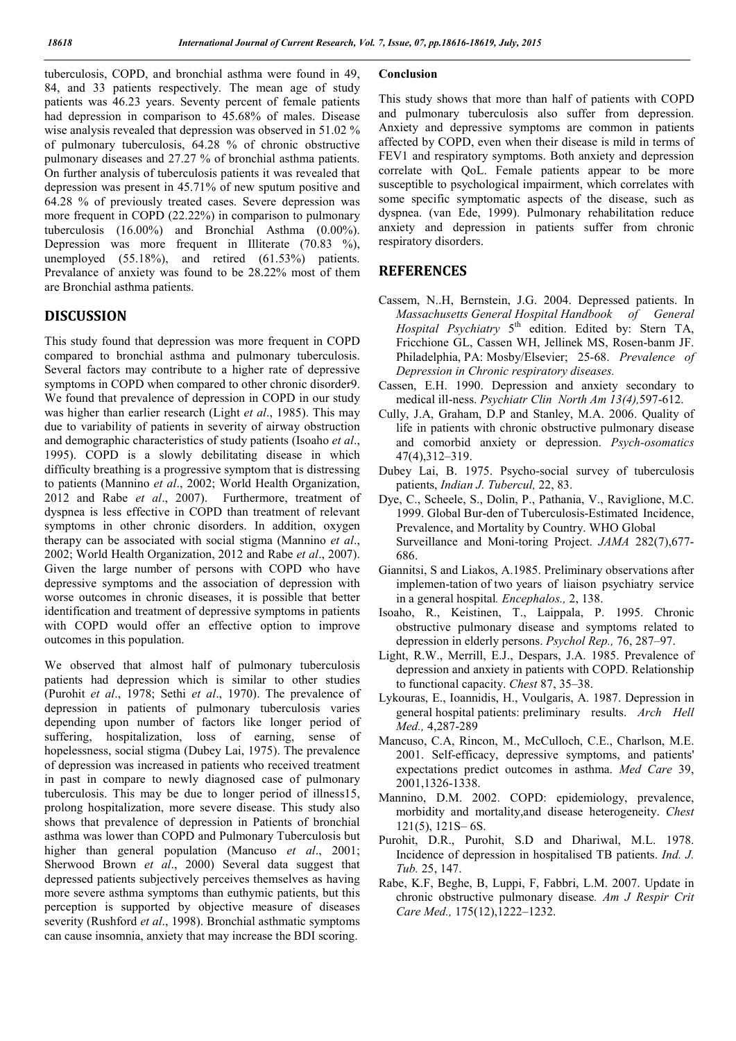tuberculosis, COPD, and bronchial asthma were found in 49, 84, and 33 patients respectively. The mean age of study patients was 46.23 years. Seventy percent of female patients had depression in comparison to 45.68% of males. Disease wise analysis revealed that depression was observed in 51.02 % of pulmonary tuberculosis, 64.28 % of chronic obstructive pulmonary diseases and 27.27 % of bronchial asthma patients. On further analysis of tuberculosis patients it was revealed that depression was present in 45.71% of new sputum positive and 64.28 % of previously treated cases. Severe depression was more frequent in COPD (22.22%) in comparison to pulmonary tuberculosis (16.00%) and Bronchial Asthma (0.00%). Depression was more frequent in Illiterate (70.83 %), unemployed (55.18%), and retired (61.53%) patients. Prevalance of anxiety was found to be 28.22% most of them are Bronchial asthma patients.

## DISCUSSION

This study found that depression was more frequent in COPD compared to bronchial asthma and pulmonary tuberculosis. Several factors may contribute to a higher rate of depressive symptoms in COPD when compared to other chronic disorder9. We found that prevalence of depression in COPD in our study was higher than earlier research (Light *et al*., 1985). This may due to variability of patients in severity of airway obstruction and demographic characteristics of study patients (Isoaho *et al*., 1995). COPD is a slowly debilitating disease in which difficulty breathing is a progressive symptom that is distressing to patients (Mannino *et al*., 2002; World Health Organization, 2012 and Rabe *et al*., 2007). Furthermore, treatment of dyspnea is less effective in COPD than treatment of relevant symptoms in other chronic disorders. In addition, oxygen therapy can be associated with social stigma (Mannino *et al*., 2002; World Health Organization, 2012 and Rabe *et al*., 2007). Given the large number of persons with COPD who have depressive symptoms and the association of depression with worse outcomes in chronic diseases, it is possible that better identification and treatment of depressive symptoms in patients with COPD would offer an effective option to improve outcomes in this population.

We observed that almost half of pulmonary tuberculosis patients had depression which is similar to other studies (Purohit *et al*., 1978; Sethi *et al*., 1970). The prevalence of depression in patients of pulmonary tuberculosis varies depending upon number of factors like longer period of suffering, hospitalization, loss of earning, sense of hopelessness, social stigma (Dubey Lai, 1975). The prevalence of depression was increased in patients who received treatment in past in compare to newly diagnosed case of pulmonary tuberculosis. This may be due to longer period of illness15, prolong hospitalization, more severe disease. This study also shows that prevalence of depression in Patients of bronchial asthma was lower than COPD and Pulmonary Tuberculosis but higher than general population (Mancuso *et al*., 2001; Sherwood Brown *et al*., 2000) Several data suggest that depressed patients subjectively perceives themselves as having more severe asthma symptoms than euthymic patients, but this perception is supported by objective measure of diseases severity (Rushford *et al*., 1998). Bronchial asthmatic symptoms can cause insomnia, anxiety that may increase the BDI scoring.

### Conclusion

This study shows that more than half of patients with COPD and pulmonary tuberculosis also suffer from depression. Anxiety and depressive symptoms are common in patients affected by COPD, even when their disease is mild in terms of FEV1 and respiratory symptoms. Both anxiety and depression correlate with QoL. Female patients appear to be more susceptible to psychological impairment, which correlates with some specific symptomatic aspects of the disease, such as dyspnea. (van Ede, 1999). Pulmonary rehabilitation reduce anxiety and depression in patients suffer from chronic respiratory disorders.

## REFERENCES

Cassem, N..H, Bernstein, J.G. 2004. Depressed patients. In *Massachusetts General Hospital Handbook of General Hospital Psychiatry* 5th edition. Edited by: Stern TA, Fricchione GL, Cassen WH, Jellinek MS, Rosen-banm JF. Philadelphia, PA: Mosby/Elsevier; 25-68. *Prevalence of Depression in Chronic respiratory diseases.*

Cassen, E.H. 1990. Depression and anxiety secondary to medical ill-ness. *Psychiatr Clin North Am 13(4),*597-612.

Cully, J.A, Graham, D.P and Stanley, M.A. 2006. Quality of life in patients with chronic obstructive pulmonary disease and comorbid anxiety or depression. *Psych-osomatics* 47(4),312–319.

Dubey Lai, B. 1975. Psycho-social survey of tuberculosis patients, *Indian J. Tubercul,* 22, 83.

Dye, C., Scheele, S., Dolin, P., Pathania, V., Raviglione, M.C. 1999. Global Bur-den of Tuberculosis-Estimated Incidence, Prevalence, and Mortality by Country. WHO Global Surveillance and Moni-toring Project. *JAMA* 282(7),677-686.

Giannitsi, S and Liakos, A.1985. Preliminary observations after implemen-tation of two years of liaison psychiatry service in a general hospital. *Encephalos.,* 2, 138.

Isoaho, R., Keistinen, T., Laippala, P. 1995. Chronic obstructive pulmonary disease and symptoms related to depression in elderly persons. *Psychol Rep.,* 76, 287–97.

Light, R.W., Merrill, E.J., Despars, J.A. 1985. Prevalence of depression and anxiety in patients with COPD. Relationship to functional capacity. *Chest* 87, 35–38.

Lykouras, E., Ioannidis, H., Voulgaris, A. 1987. Depression in general hospital patients: preliminary results. *Arch Hell Med.,* 4,287-289

Mancuso, C.A, Rincon, M., McCulloch, C.E., Charlson, M.E. 2001. Self-efficacy, depressive symptoms, and patients' expectations predict outcomes in asthma. *Med Care* 39, 2001,1326-1338.

Mannino, D.M. 2002. COPD: epidemiology, prevalence, morbidity and mortality,and disease heterogeneity. *Chest* 121(5), 121S– 6S.

Purohit, D.R., Purohit, S.D and Dhariwal, M.L. 1978. Incidence of depression in hospitalised TB patients. *Ind. J. Tub.* 25, 147.

Rabe, K.F, Beghe, B, Luppi, F, Fabbri, L.M. 2007. Update in chronic obstructive pulmonary disease*. Am J Respir Crit Care Med.,* 175(12),1222–1232.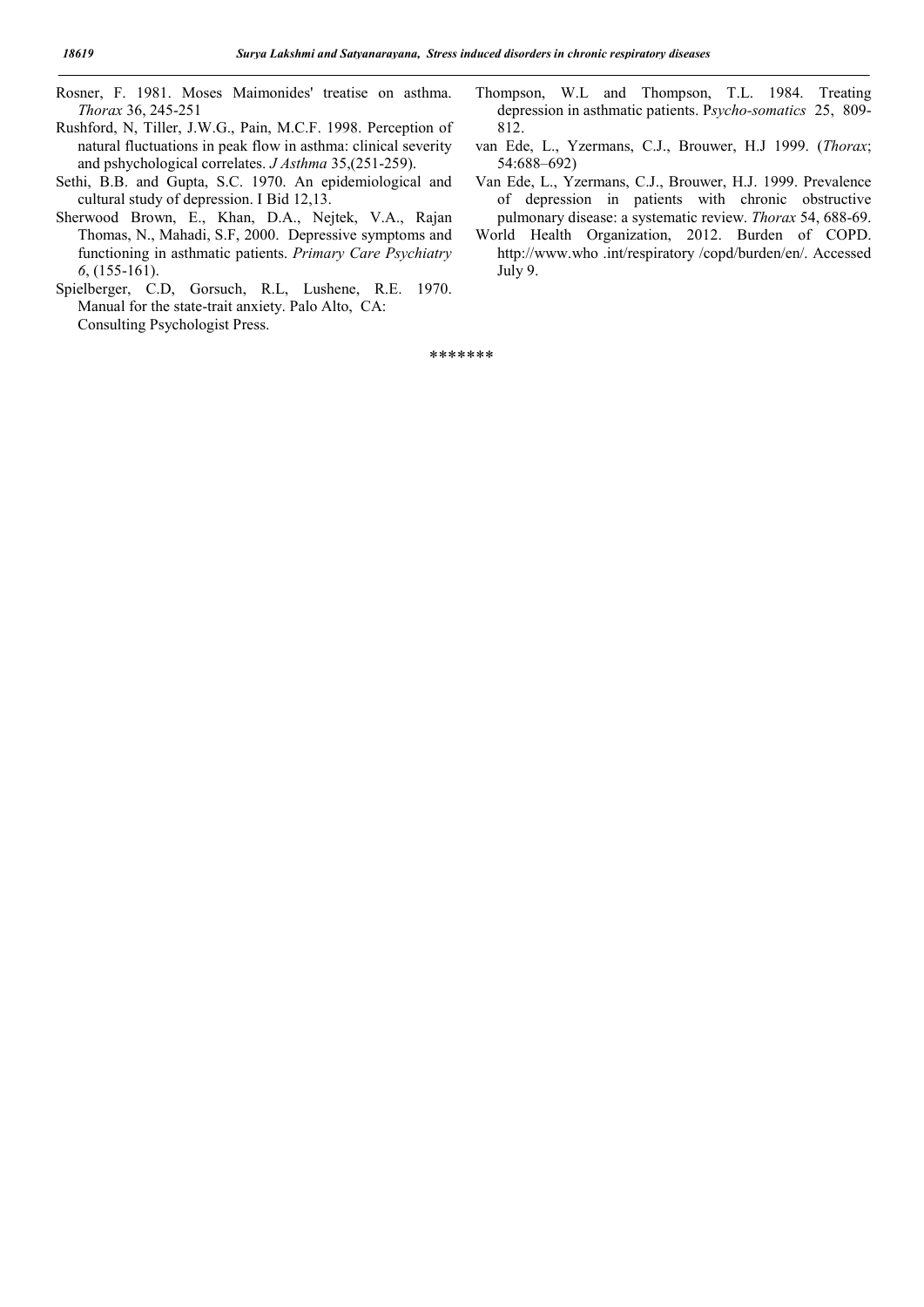Rosner, F. 1981. Moses Maimonides' treatise on asthma. *Thorax* 36, 245-251

Rushford, N, Tiller, J.W.G., Pain, M.C.F. 1998. Perception of natural fluctuations in peak flow in asthma: clinical severity and pshychological correlates. *J Asthma* 35,(251-259).

Sethi, B.B. and Gupta, S.C. 1970. An epidemiological and cultural study of depression. I Bid 12,13.

Sherwood Brown, E., Khan, D.A., Nejtek, V.A., Rajan Thomas, N., Mahadi, S.F, 2000. Depressive symptoms and functioning in asthmatic patients. *Primary Care Psychiatry 6*, (155-161).

Spielberger, C.D, Gorsuch, R.L, Lushene, R.E. 1970. Manual for the state-trait anxiety. Palo Alto, CA: Consulting Psychologist Press.

Thompson, W.L and Thompson, T.L. 1984. Treating depression in asthmatic patients. P*sycho-somatics* 25, 809-812.

van Ede, L., Yzermans, C.J., Brouwer, H.J 1999. (*Thorax*; 54:688–692)

Van Ede, L., Yzermans, C.J., Brouwer, H.J. 1999. Prevalence of depression in patients with chronic obstructive pulmonary disease: a systematic review. *Thorax* 54, 688-69.

World Health Organization, 2012. Burden of COPD. http://www.who .int/respiratory /copd/burden/en/. Accessed July 9.

*******